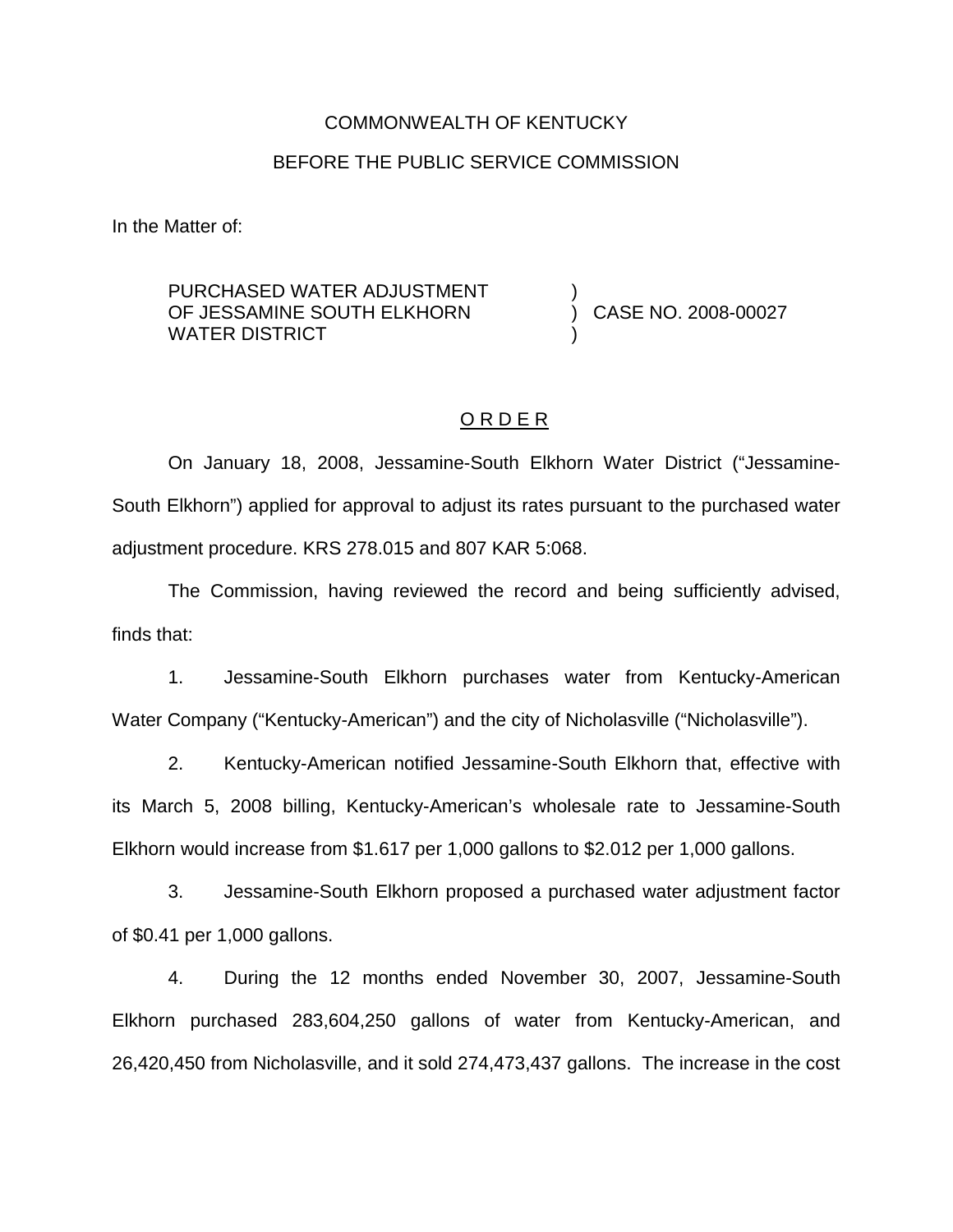COMMONWEALTH OF KENTUCKY

BEFORE THE PUBLIC SERVICE COMMISSION

In the Matter of:

PURCHASED WATER ADJUSTMENT OF JESSAMINE SOUTH ELKHORN WATER DISTRICT ) CASE NO. 2008-00027

## O R D E R

On January 18, 2008, Jessamine-South Elkhorn Water District ("Jessamine-South Elkhorn") applied for approval to adjust its rates pursuant to the purchased water adjustment procedure. KRS 278.015 and 807 KAR 5:068.

The Commission, having reviewed the record and being sufficiently advised, finds that:

1. Jessamine-South Elkhorn purchases water from Kentucky-American Water Company ("Kentucky-American") and the city of Nicholasville ("Nicholasville").

2. Kentucky-American notified Jessamine-South Elkhorn that, effective with its March 5, 2008 billing, Kentucky-American's wholesale rate to Jessamine-South Elkhorn would increase from $1.617 per 1,000 gallons to $2.012 per 1,000 gallons.

3. Jessamine-South Elkhorn proposed a purchased water adjustment factor of $0.41 per 1,000 gallons.

4. During the 12 months ended November 30, 2007, Jessamine-South Elkhorn purchased 283,604,250 gallons of water from Kentucky-American, and 26,420,450 from Nicholasville, and it sold 274,473,437 gallons. The increase in the cost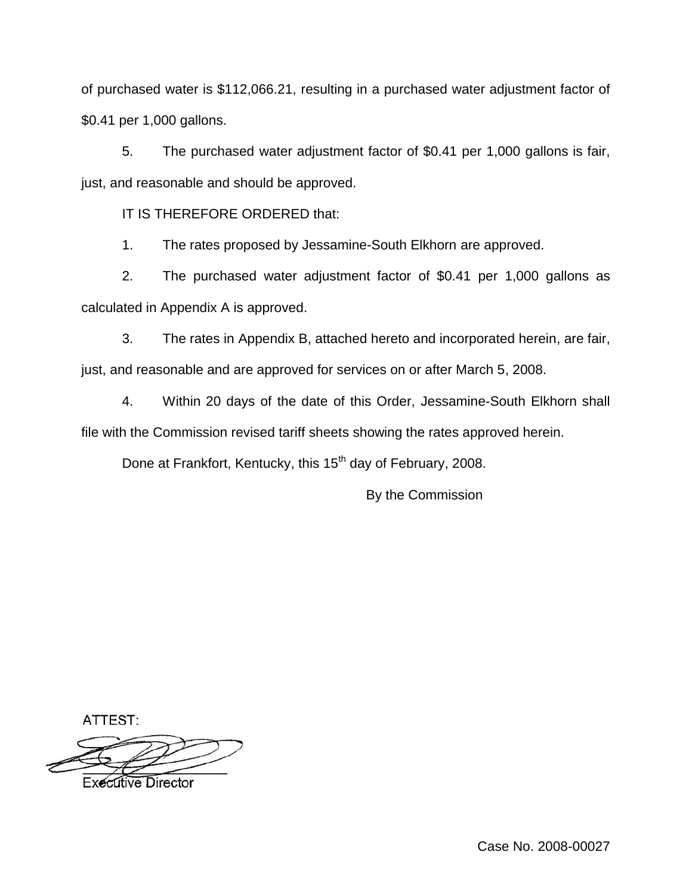of purchased water is $112,066.21, resulting in a purchased water adjustment factor of $0.41 per 1,000 gallons.

5. The purchased water adjustment factor of $0.41 per 1,000 gallons is fair, just, and reasonable and should be approved.

IT IS THEREFORE ORDERED that:

1. The rates proposed by Jessamine-South Elkhorn are approved.

2. The purchased water adjustment factor of $0.41 per 1,000 gallons as calculated in Appendix A is approved.

3. The rates in Appendix B, attached hereto and incorporated herein, are fair, just, and reasonable and are approved for services on or after March 5, 2008.

4. Within 20 days of the date of this Order, Jessamine-South Elkhorn shall file with the Commission revised tariff sheets showing the rates approved herein.

Done at Frankfort, Kentucky, this 15th day of February, 2008.

By the Commission

ATTEST:

Executive Director

Case No. 2008-00027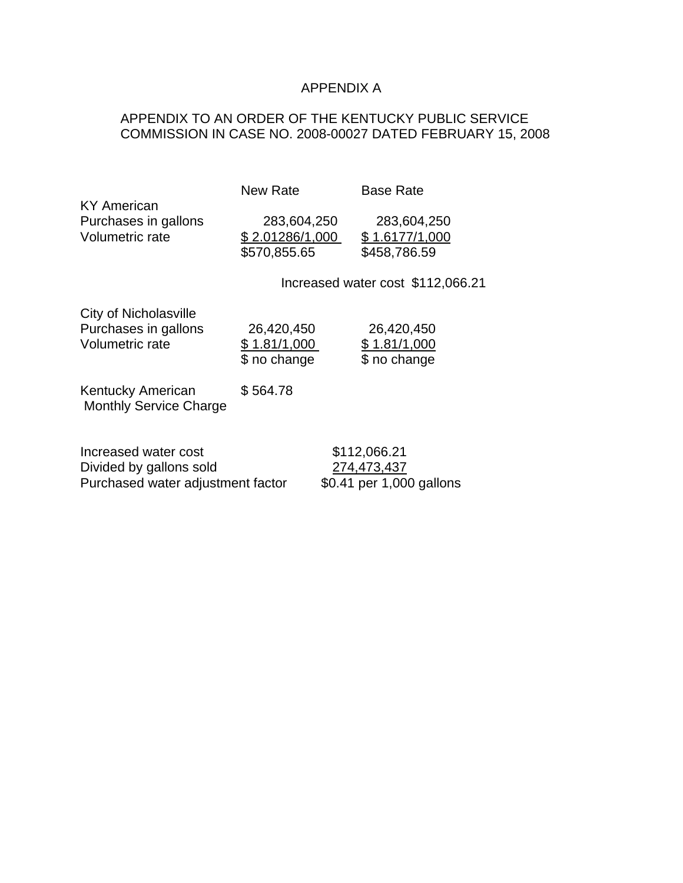# APPENDIX A

APPENDIX TO AN ORDER OF THE KENTUCKY PUBLIC SERVICE COMMISSION IN CASE NO. 2008-00027 DATED FEBRUARY 15, 2008

| | New Rate | Base Rate |
|---|---|---|
| KY American | | |
| Purchases in gallons | 283,604,250 | 283,604,250 |
| Volumetric rate | $ 2.01286/1,000 | $ 1.6177/1,000 |
| | $570,855.65 | $458,786.59 |

Increased water cost $112,066.21

| | | |
|---|---|---|
| City of Nicholasville | | |
| Purchases in gallons | 26,420,450 | 26,420,450 |
| Volumetric rate | $ 1.81/1,000 | $ 1.81/1,000 |
| | $ no change | $ no change |

Kentucky American Monthly Service Charge $ 564.78

| | |
|---|---|
| Increased water cost | $112,066.21 |
| Divided by gallons sold | 274,473,437 |
| Purchased water adjustment factor | $0.41 per 1,000 gallons |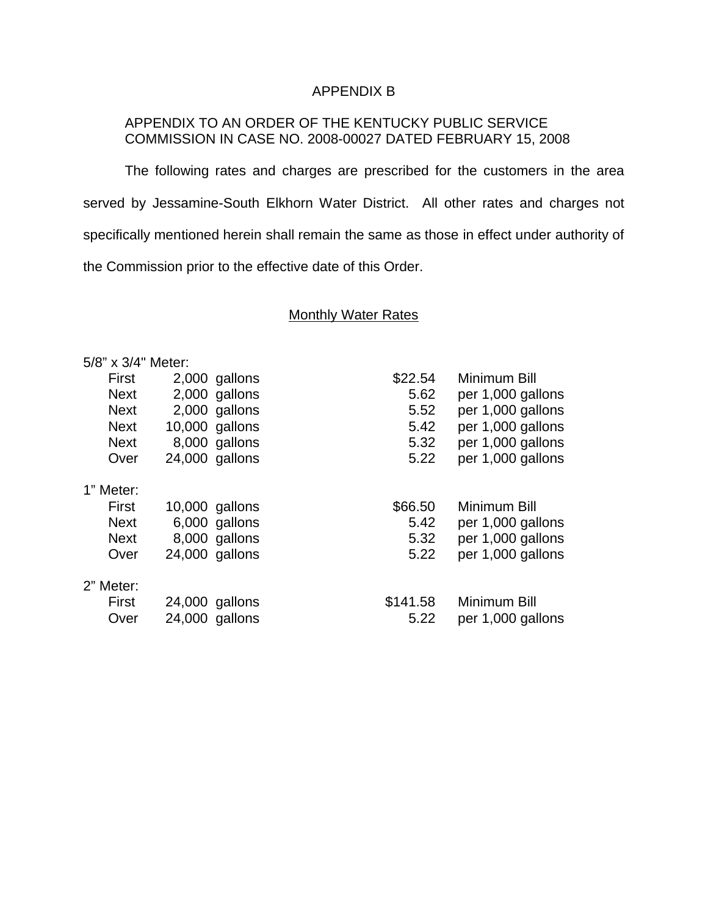# APPENDIX B

APPENDIX TO AN ORDER OF THE KENTUCKY PUBLIC SERVICE COMMISSION IN CASE NO. 2008-00027 DATED FEBRUARY 15, 2008

The following rates and charges are prescribed for the customers in the area served by Jessamine-South Elkhorn Water District. All other rates and charges not specifically mentioned herein shall remain the same as those in effect under authority of the Commission prior to the effective date of this Order.

## Monthly Water Rates

| | | | |
|---|---|---|---|
| **5/8" x 3/4" Meter:** | | | |
| First | 2,000 gallons | $22.54 | Minimum Bill |
| Next | 2,000 gallons | 5.62 | per 1,000 gallons |
| Next | 2,000 gallons | 5.52 | per 1,000 gallons |
| Next | 10,000 gallons | 5.42 | per 1,000 gallons |
| Next | 8,000 gallons | 5.32 | per 1,000 gallons |
| Over | 24,000 gallons | 5.22 | per 1,000 gallons |
| **1" Meter:** | | | |
| First | 10,000 gallons | $66.50 | Minimum Bill |
| Next | 6,000 gallons | 5.42 | per 1,000 gallons |
| Next | 8,000 gallons | 5.32 | per 1,000 gallons |
| Over | 24,000 gallons | 5.22 | per 1,000 gallons |
| **2" Meter:** | | | |
| First | 24,000 gallons | $141.58 | Minimum Bill |
| Over | 24,000 gallons | 5.22 | per 1,000 gallons |